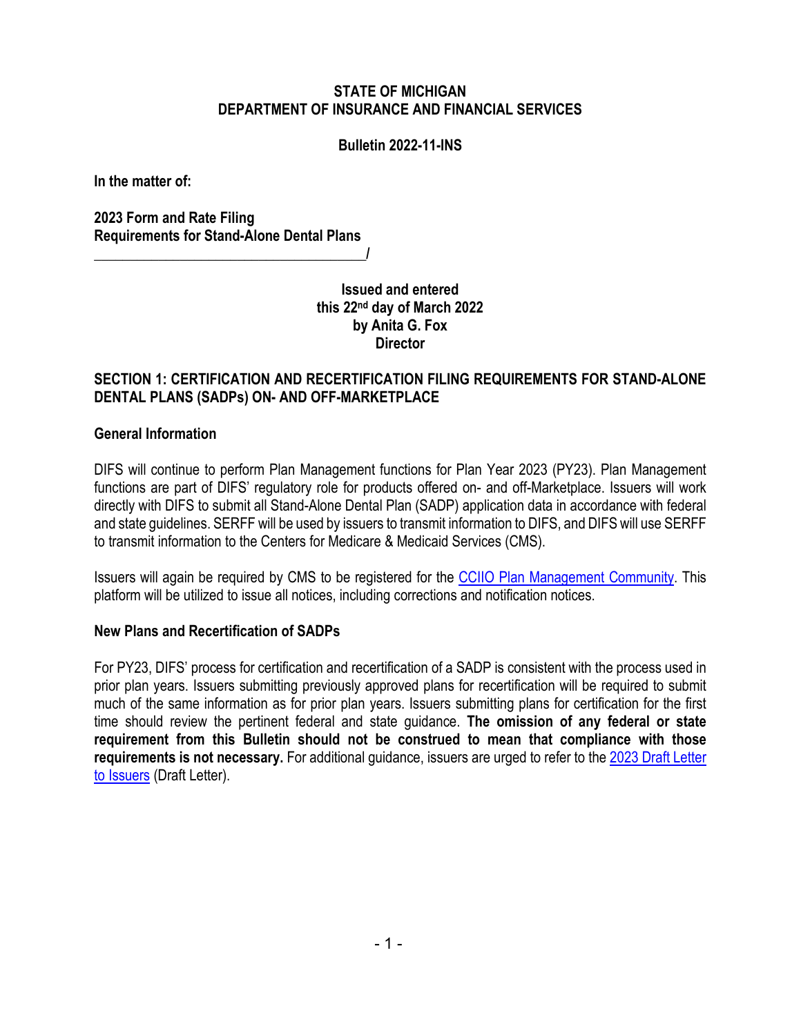**STATE OF MICHIGAN**
**DEPARTMENT OF INSURANCE AND FINANCIAL SERVICES**

**Bulletin 2022-11-INS**

**In the matter of:**

**2023 Form and Rate Filing**
**Requirements for Stand-Alone Dental Plans**
**_____________________________________/**

**Issued and entered**
**this 22nd day of March 2022**
**by Anita G. Fox**
**Director**

## SECTION 1: CERTIFICATION AND RECERTIFICATION FILING REQUIREMENTS FOR STAND-ALONE DENTAL PLANS (SADPs) ON- AND OFF-MARKETPLACE

### General Information

DIFS will continue to perform Plan Management functions for Plan Year 2023 (PY23). Plan Management functions are part of DIFS' regulatory role for products offered on- and off-Marketplace. Issuers will work directly with DIFS to submit all Stand-Alone Dental Plan (SADP) application data in accordance with federal and state guidelines. SERFF will be used by issuers to transmit information to DIFS, and DIFS will use SERFF to transmit information to the Centers for Medicare & Medicaid Services (CMS).

Issuers will again be required by CMS to be registered for the CCIIO Plan Management Community. This platform will be utilized to issue all notices, including corrections and notification notices.

### New Plans and Recertification of SADPs

For PY23, DIFS' process for certification and recertification of a SADP is consistent with the process used in prior plan years. Issuers submitting previously approved plans for recertification will be required to submit much of the same information as for prior plan years. Issuers submitting plans for certification for the first time should review the pertinent federal and state guidance. **The omission of any federal or state requirement from this Bulletin should not be construed to mean that compliance with those requirements is not necessary.** For additional guidance, issuers are urged to refer to the 2023 Draft Letter to Issuers (Draft Letter).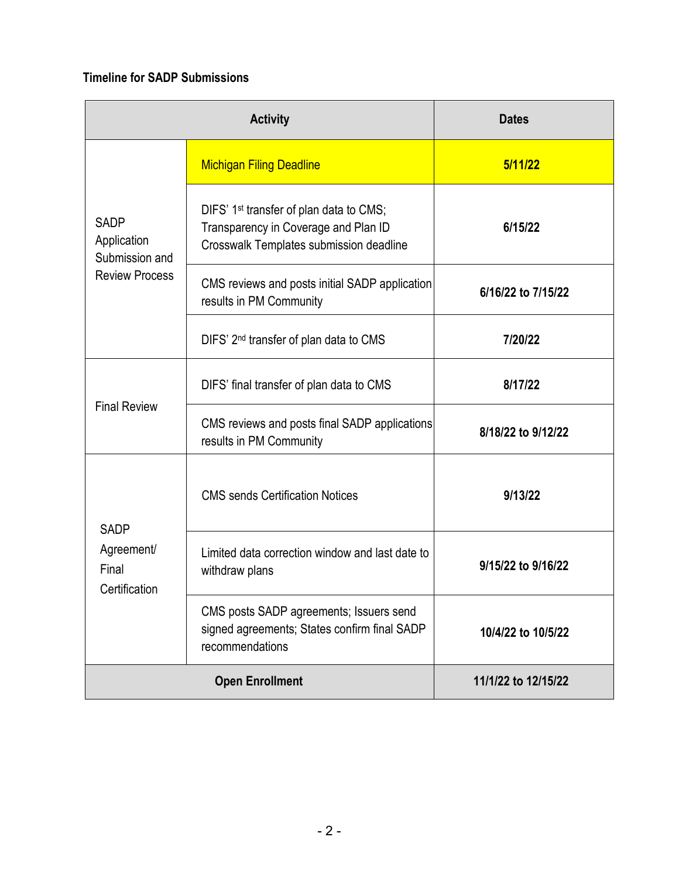**Timeline for SADP Submissions**

| Activity | | Dates |
|---|---|---|
| SADP Application Submission and Review Process | Michigan Filing Deadline | **5/11/22** |
| | DIFS' 1st transfer of plan data to CMS; Transparency in Coverage and Plan ID Crosswalk Templates submission deadline | **6/15/22** |
| | CMS reviews and posts initial SADP application results in PM Community | **6/16/22 to 7/15/22** |
| | DIFS' 2nd transfer of plan data to CMS | **7/20/22** |
| Final Review | DIFS' final transfer of plan data to CMS | **8/17/22** |
| | CMS reviews and posts final SADP applications results in PM Community | **8/18/22 to 9/12/22** |
| SADP Agreement/ Final Certification | CMS sends Certification Notices | **9/13/22** |
| | Limited data correction window and last date to withdraw plans | **9/15/22 to 9/16/22** |
| | CMS posts SADP agreements; Issuers send signed agreements; States confirm final SADP recommendations | **10/4/22 to 10/5/22** |
| **Open Enrollment** | | **11/1/22 to 12/15/22** |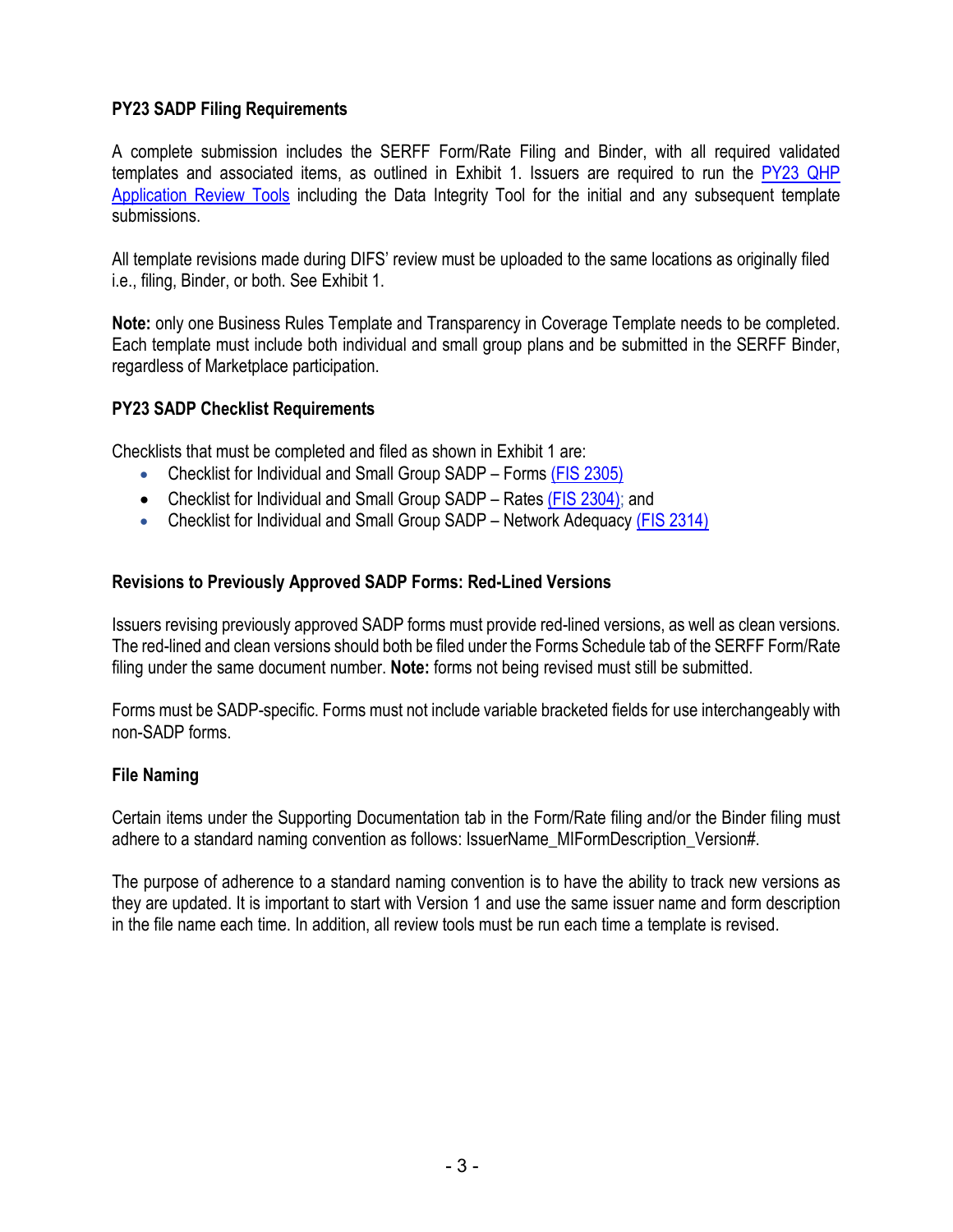**PY23 SADP Filing Requirements**

A complete submission includes the SERFF Form/Rate Filing and Binder, with all required validated templates and associated items, as outlined in Exhibit 1. Issuers are required to run the PY23 QHP Application Review Tools including the Data Integrity Tool for the initial and any subsequent template submissions.

All template revisions made during DIFS' review must be uploaded to the same locations as originally filed i.e., filing, Binder, or both. See Exhibit 1.

**Note:** only one Business Rules Template and Transparency in Coverage Template needs to be completed. Each template must include both individual and small group plans and be submitted in the SERFF Binder, regardless of Marketplace participation.

**PY23 SADP Checklist Requirements**

Checklists that must be completed and filed as shown in Exhibit 1 are:

- Checklist for Individual and Small Group SADP – Forms (FIS 2305)
- Checklist for Individual and Small Group SADP – Rates (FIS 2304); and
- Checklist for Individual and Small Group SADP – Network Adequacy (FIS 2314)

**Revisions to Previously Approved SADP Forms: Red-Lined Versions**

Issuers revising previously approved SADP forms must provide red-lined versions, as well as clean versions. The red-lined and clean versions should both be filed under the Forms Schedule tab of the SERFF Form/Rate filing under the same document number. **Note:** forms not being revised must still be submitted.

Forms must be SADP-specific. Forms must not include variable bracketed fields for use interchangeably with non-SADP forms.

**File Naming**

Certain items under the Supporting Documentation tab in the Form/Rate filing and/or the Binder filing must adhere to a standard naming convention as follows: IssuerName_MIFormDescription_Version#.

The purpose of adherence to a standard naming convention is to have the ability to track new versions as they are updated. It is important to start with Version 1 and use the same issuer name and form description in the file name each time. In addition, all review tools must be run each time a template is revised.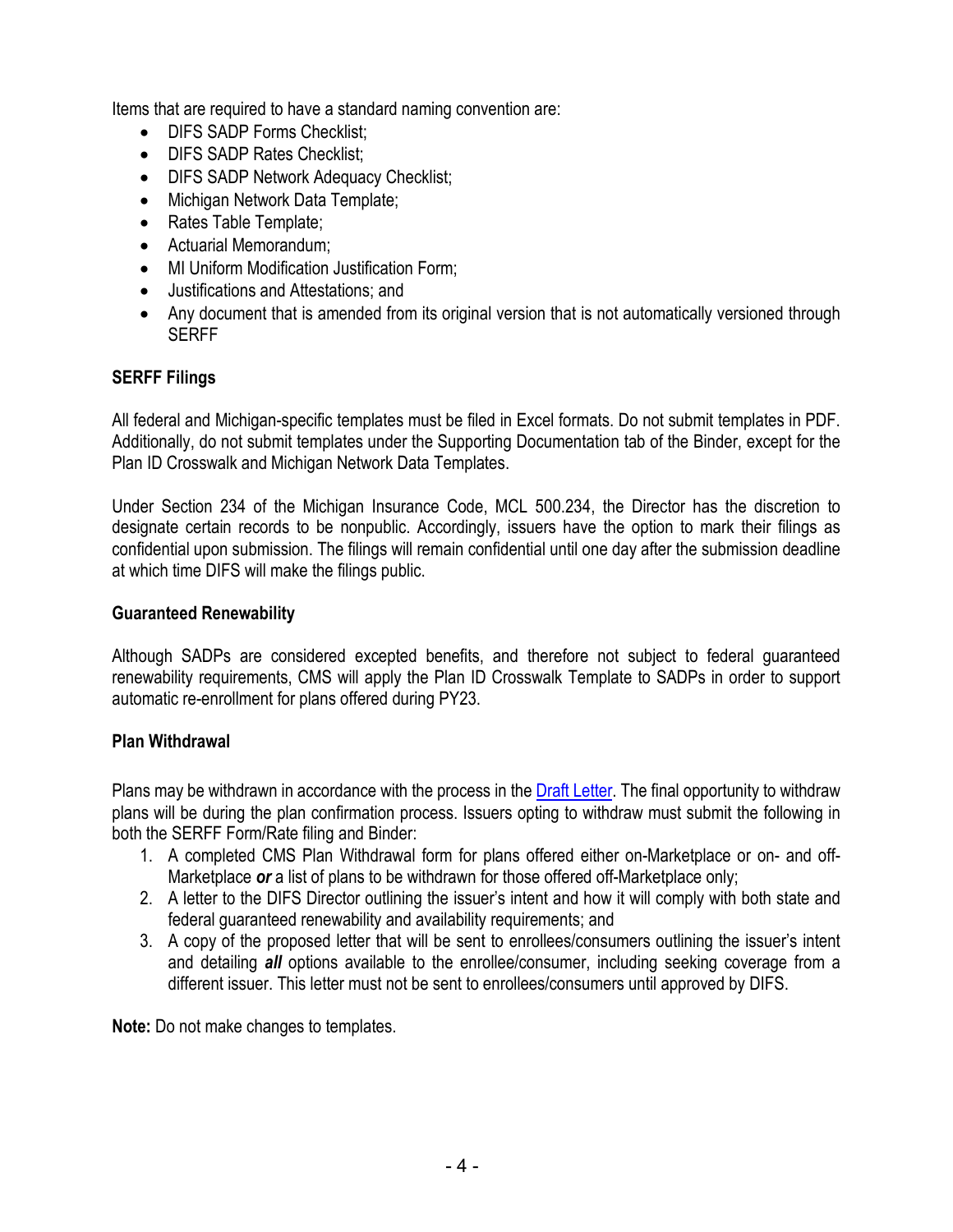Items that are required to have a standard naming convention are:

- DIFS SADP Forms Checklist;
- DIFS SADP Rates Checklist;
- DIFS SADP Network Adequacy Checklist;
- Michigan Network Data Template;
- Rates Table Template;
- Actuarial Memorandum;
- MI Uniform Modification Justification Form;
- Justifications and Attestations; and
- Any document that is amended from its original version that is not automatically versioned through SERFF

**SERFF Filings**

All federal and Michigan-specific templates must be filed in Excel formats. Do not submit templates in PDF. Additionally, do not submit templates under the Supporting Documentation tab of the Binder, except for the Plan ID Crosswalk and Michigan Network Data Templates.

Under Section 234 of the Michigan Insurance Code, MCL 500.234, the Director has the discretion to designate certain records to be nonpublic. Accordingly, issuers have the option to mark their filings as confidential upon submission. The filings will remain confidential until one day after the submission deadline at which time DIFS will make the filings public.

**Guaranteed Renewability**

Although SADPs are considered excepted benefits, and therefore not subject to federal guaranteed renewability requirements, CMS will apply the Plan ID Crosswalk Template to SADPs in order to support automatic re-enrollment for plans offered during PY23.

**Plan Withdrawal**

Plans may be withdrawn in accordance with the process in the Draft Letter. The final opportunity to withdraw plans will be during the plan confirmation process. Issuers opting to withdraw must submit the following in both the SERFF Form/Rate filing and Binder:

1. A completed CMS Plan Withdrawal form for plans offered either on-Marketplace or on- and off-Marketplace ***or*** a list of plans to be withdrawn for those offered off-Marketplace only;
2. A letter to the DIFS Director outlining the issuer's intent and how it will comply with both state and federal guaranteed renewability and availability requirements; and
3. A copy of the proposed letter that will be sent to enrollees/consumers outlining the issuer's intent and detailing ***all*** options available to the enrollee/consumer, including seeking coverage from a different issuer. This letter must not be sent to enrollees/consumers until approved by DIFS.

**Note:** Do not make changes to templates.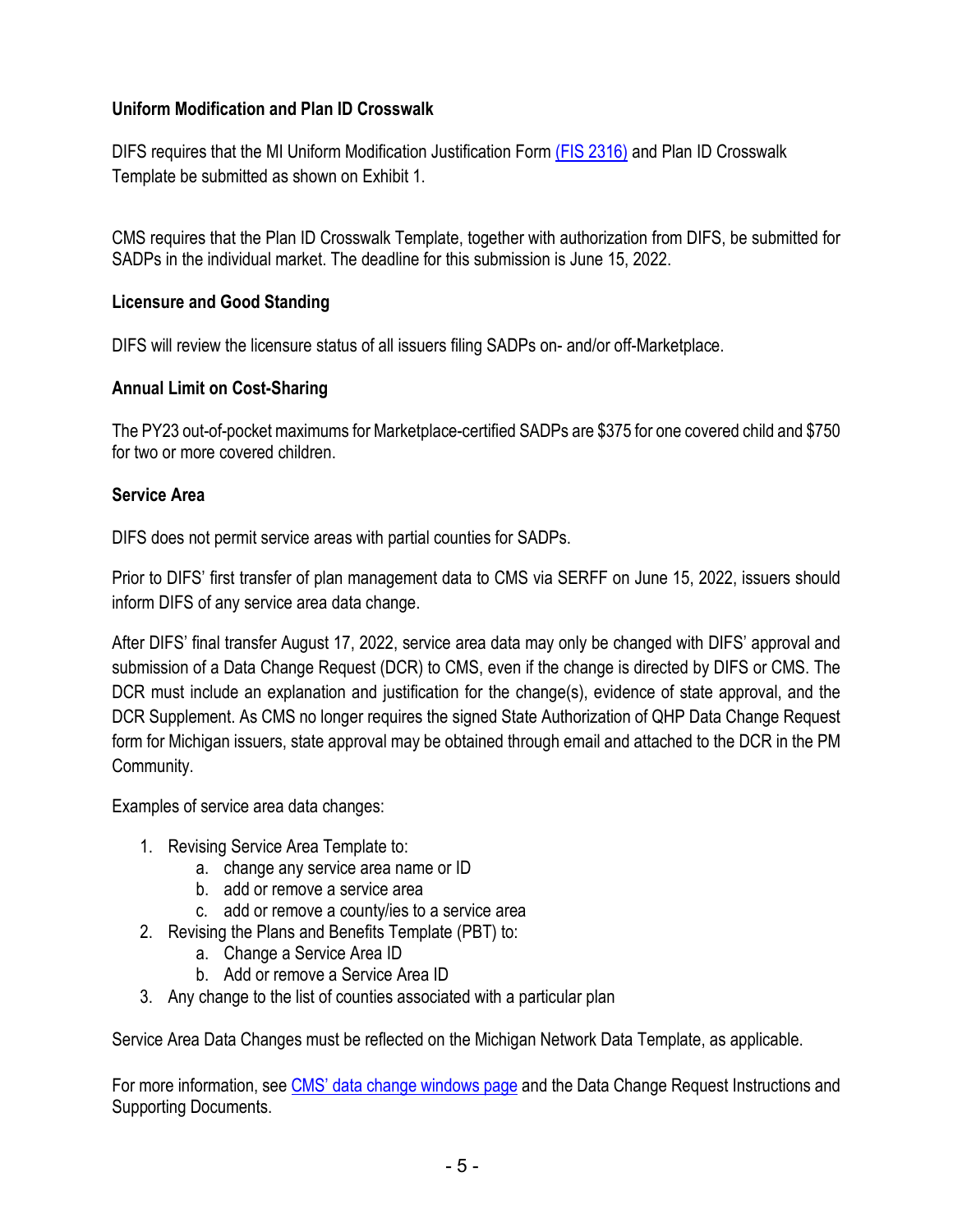**Uniform Modification and Plan ID Crosswalk**

DIFS requires that the MI Uniform Modification Justification Form [(FIS 2316)](#) and Plan ID Crosswalk Template be submitted as shown on Exhibit 1.

CMS requires that the Plan ID Crosswalk Template, together with authorization from DIFS, be submitted for SADPs in the individual market. The deadline for this submission is June 15, 2022.

**Licensure and Good Standing**

DIFS will review the licensure status of all issuers filing SADPs on- and/or off-Marketplace.

**Annual Limit on Cost-Sharing**

The PY23 out-of-pocket maximums for Marketplace-certified SADPs are $375 for one covered child and $750 for two or more covered children.

**Service Area**

DIFS does not permit service areas with partial counties for SADPs.

Prior to DIFS' first transfer of plan management data to CMS via SERFF on June 15, 2022, issuers should inform DIFS of any service area data change.

After DIFS' final transfer August 17, 2022, service area data may only be changed with DIFS' approval and submission of a Data Change Request (DCR) to CMS, even if the change is directed by DIFS or CMS. The DCR must include an explanation and justification for the change(s), evidence of state approval, and the DCR Supplement. As CMS no longer requires the signed State Authorization of QHP Data Change Request form for Michigan issuers, state approval may be obtained through email and attached to the DCR in the PM Community.

Examples of service area data changes:

1. Revising Service Area Template to:
   a. change any service area name or ID
   b. add or remove a service area
   c. add or remove a county/ies to a service area
2. Revising the Plans and Benefits Template (PBT) to:
   a. Change a Service Area ID
   b. Add or remove a Service Area ID
3. Any change to the list of counties associated with a particular plan

Service Area Data Changes must be reflected on the Michigan Network Data Template, as applicable.

For more information, see [CMS' data change windows page](#) and the Data Change Request Instructions and Supporting Documents.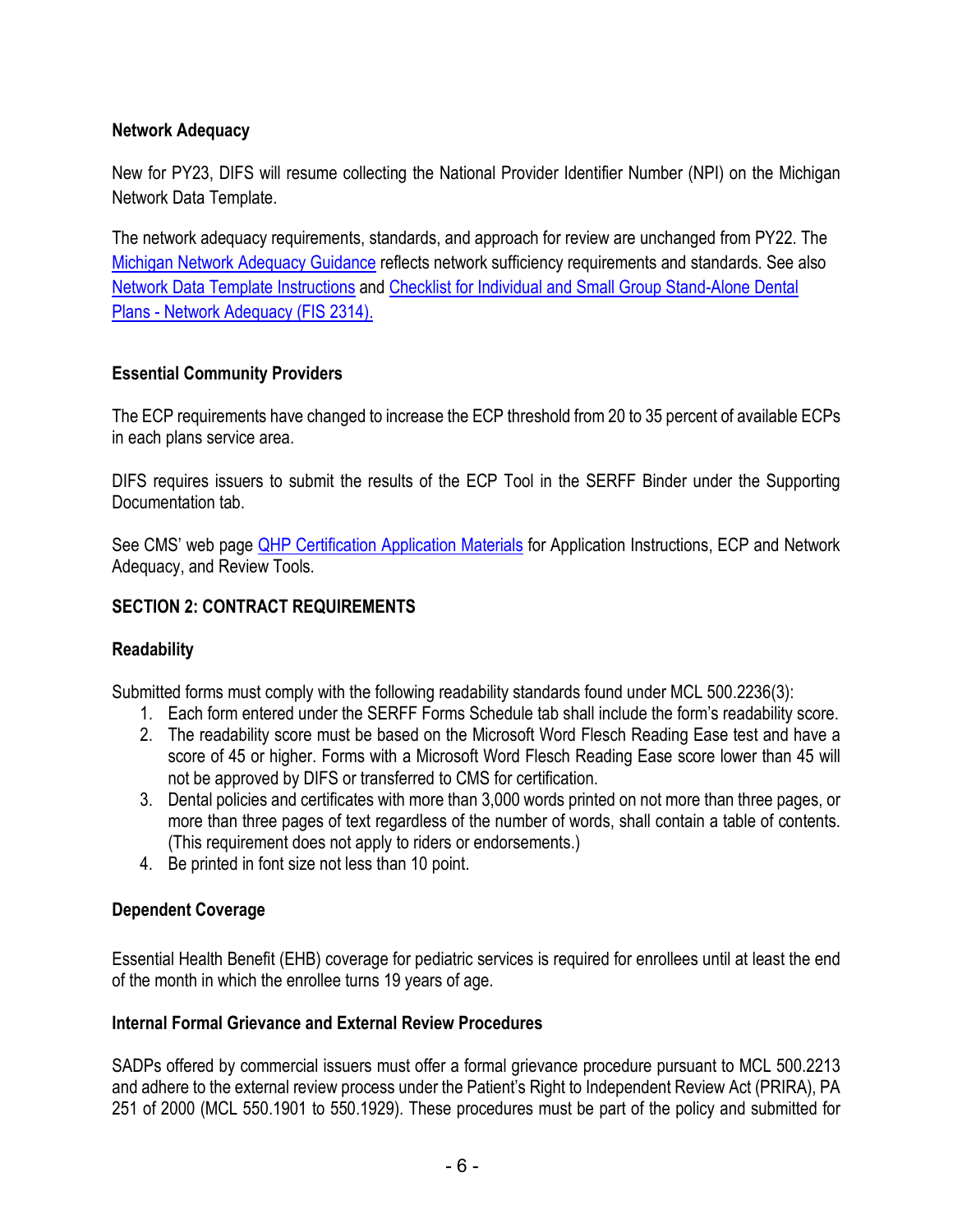**Network Adequacy**

New for PY23, DIFS will resume collecting the National Provider Identifier Number (NPI) on the Michigan Network Data Template.

The network adequacy requirements, standards, and approach for review are unchanged from PY22. The Michigan Network Adequacy Guidance reflects network sufficiency requirements and standards. See also Network Data Template Instructions and Checklist for Individual and Small Group Stand-Alone Dental Plans - Network Adequacy (FIS 2314).

**Essential Community Providers**

The ECP requirements have changed to increase the ECP threshold from 20 to 35 percent of available ECPs in each plans service area.

DIFS requires issuers to submit the results of the ECP Tool in the SERFF Binder under the Supporting Documentation tab.

See CMS' web page QHP Certification Application Materials for Application Instructions, ECP and Network Adequacy, and Review Tools.

## SECTION 2: CONTRACT REQUIREMENTS

**Readability**

Submitted forms must comply with the following readability standards found under MCL 500.2236(3):

1. Each form entered under the SERFF Forms Schedule tab shall include the form's readability score.
2. The readability score must be based on the Microsoft Word Flesch Reading Ease test and have a score of 45 or higher. Forms with a Microsoft Word Flesch Reading Ease score lower than 45 will not be approved by DIFS or transferred to CMS for certification.
3. Dental policies and certificates with more than 3,000 words printed on not more than three pages, or more than three pages of text regardless of the number of words, shall contain a table of contents. (This requirement does not apply to riders or endorsements.)
4. Be printed in font size not less than 10 point.

**Dependent Coverage**

Essential Health Benefit (EHB) coverage for pediatric services is required for enrollees until at least the end of the month in which the enrollee turns 19 years of age.

**Internal Formal Grievance and External Review Procedures**

SADPs offered by commercial issuers must offer a formal grievance procedure pursuant to MCL 500.2213 and adhere to the external review process under the Patient's Right to Independent Review Act (PRIRA), PA 251 of 2000 (MCL 550.1901 to 550.1929). These procedures must be part of the policy and submitted for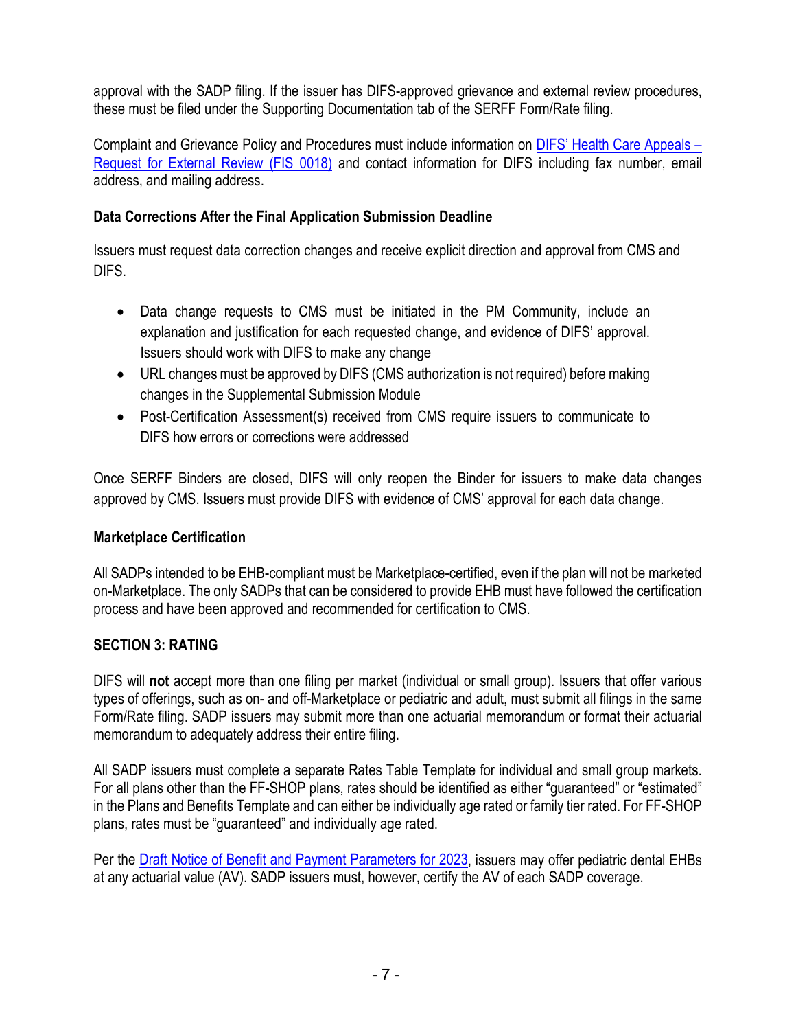approval with the SADP filing. If the issuer has DIFS-approved grievance and external review procedures, these must be filed under the Supporting Documentation tab of the SERFF Form/Rate filing.

Complaint and Grievance Policy and Procedures must include information on DIFS' Health Care Appeals – Request for External Review (FIS 0018) and contact information for DIFS including fax number, email address, and mailing address.

### Data Corrections After the Final Application Submission Deadline

Issuers must request data correction changes and receive explicit direction and approval from CMS and DIFS.

- Data change requests to CMS must be initiated in the PM Community, include an explanation and justification for each requested change, and evidence of DIFS' approval. Issuers should work with DIFS to make any change
- URL changes must be approved by DIFS (CMS authorization is not required) before making changes in the Supplemental Submission Module
- Post-Certification Assessment(s) received from CMS require issuers to communicate to DIFS how errors or corrections were addressed

Once SERFF Binders are closed, DIFS will only reopen the Binder for issuers to make data changes approved by CMS. Issuers must provide DIFS with evidence of CMS' approval for each data change.

### Marketplace Certification

All SADPs intended to be EHB-compliant must be Marketplace-certified, even if the plan will not be marketed on-Marketplace. The only SADPs that can be considered to provide EHB must have followed the certification process and have been approved and recommended for certification to CMS.

## SECTION 3: RATING

DIFS will **not** accept more than one filing per market (individual or small group). Issuers that offer various types of offerings, such as on- and off-Marketplace or pediatric and adult, must submit all filings in the same Form/Rate filing. SADP issuers may submit more than one actuarial memorandum or format their actuarial memorandum to adequately address their entire filing.

All SADP issuers must complete a separate Rates Table Template for individual and small group markets. For all plans other than the FF-SHOP plans, rates should be identified as either "guaranteed" or "estimated" in the Plans and Benefits Template and can either be individually age rated or family tier rated. For FF-SHOP plans, rates must be "guaranteed" and individually age rated.

Per the Draft Notice of Benefit and Payment Parameters for 2023, issuers may offer pediatric dental EHBs at any actuarial value (AV). SADP issuers must, however, certify the AV of each SADP coverage.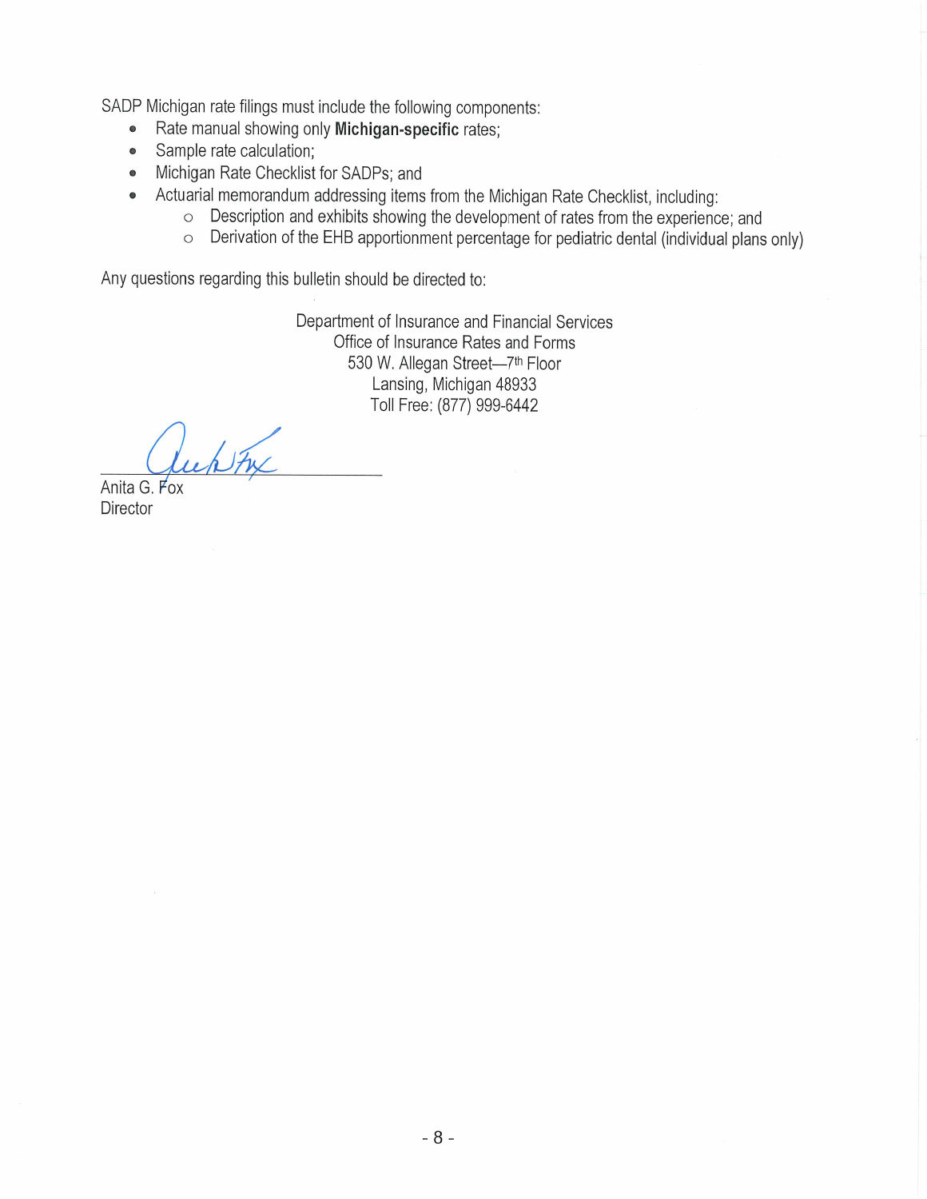SADP Michigan rate filings must include the following components:

- Rate manual showing only **Michigan-specific** rates;
- Sample rate calculation;
- Michigan Rate Checklist for SADPs; and
- Actuarial memorandum addressing items from the Michigan Rate Checklist, including:
  - Description and exhibits showing the development of rates from the experience; and
  - Derivation of the EHB apportionment percentage for pediatric dental (individual plans only)

Any questions regarding this bulletin should be directed to:

Department of Insurance and Financial Services
Office of Insurance Rates and Forms
530 W. Allegan Street—7th Floor
Lansing, Michigan 48933
Toll Free: (877) 999-6442

Anita G. Fox
Director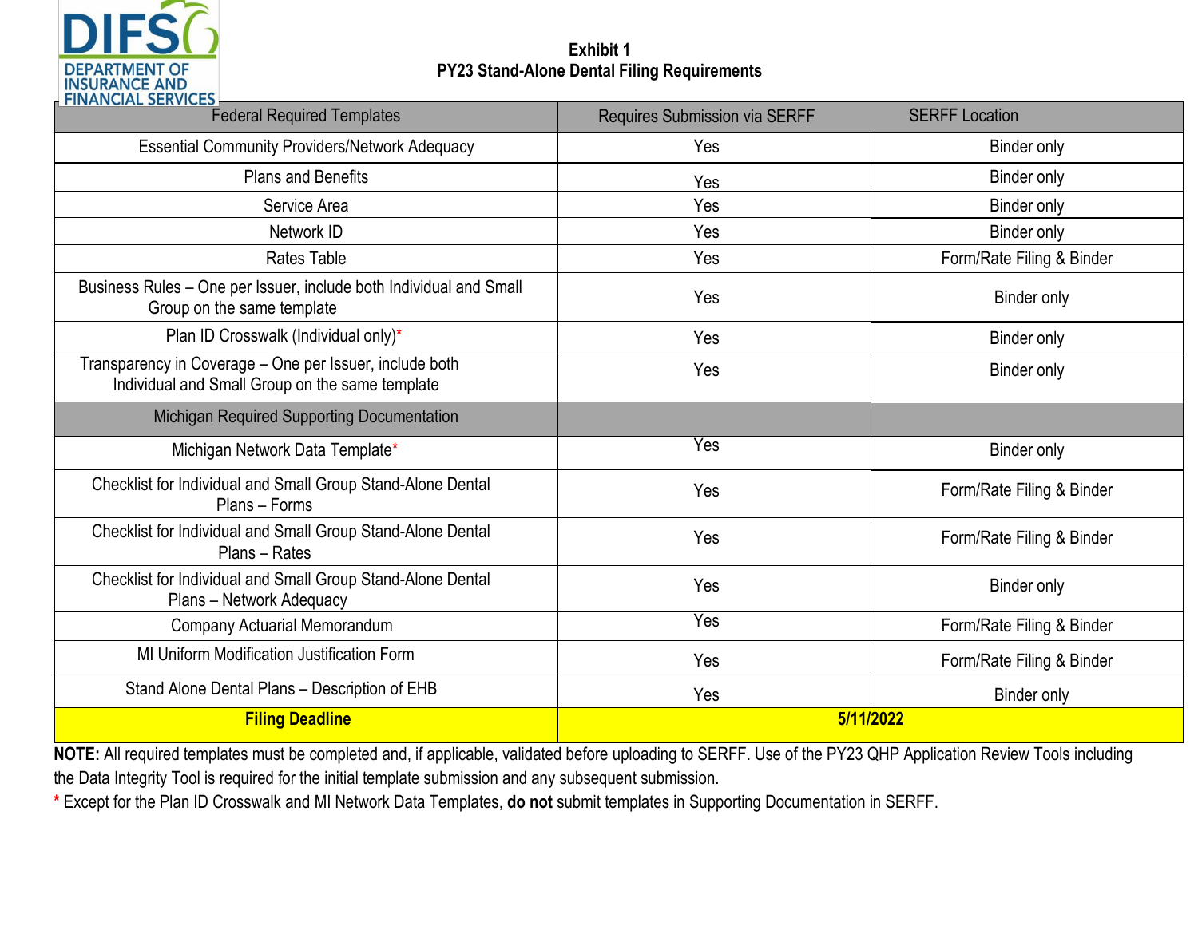DIFS DEPARTMENT OF INSURANCE AND FINANCIAL SERVICES

**Exhibit 1**
**PY23 Stand-Alone Dental Filing Requirements**

| Federal Required Templates | Requires Submission via SERFF | SERFF Location |
|---|---|---|
| Essential Community Providers/Network Adequacy | Yes | Binder only |
| Plans and Benefits | Yes | Binder only |
| Service Area | Yes | Binder only |
| Network ID | Yes | Binder only |
| Rates Table | Yes | Form/Rate Filing & Binder |
| Business Rules – One per Issuer, include both Individual and Small Group on the same template | Yes | Binder only |
| Plan ID Crosswalk (Individual only)* | Yes | Binder only |
| Transparency in Coverage – One per Issuer, include both Individual and Small Group on the same template | Yes | Binder only |
| Michigan Required Supporting Documentation | | |
| Michigan Network Data Template* | Yes | Binder only |
| Checklist for Individual and Small Group Stand-Alone Dental Plans – Forms | Yes | Form/Rate Filing & Binder |
| Checklist for Individual and Small Group Stand-Alone Dental Plans – Rates | Yes | Form/Rate Filing & Binder |
| Checklist for Individual and Small Group Stand-Alone Dental Plans – Network Adequacy | Yes | Binder only |
| Company Actuarial Memorandum | Yes | Form/Rate Filing & Binder |
| MI Uniform Modification Justification Form | Yes | Form/Rate Filing & Binder |
| Stand Alone Dental Plans – Description of EHB | Yes | Binder only |
| **Filing Deadline** | **5/11/2022** | |

**NOTE:** All required templates must be completed and, if applicable, validated before uploading to SERFF. Use of the PY23 QHP Application Review Tools including the Data Integrity Tool is required for the initial template submission and any subsequent submission.

* Except for the Plan ID Crosswalk and MI Network Data Templates, **do not** submit templates in Supporting Documentation in SERFF.